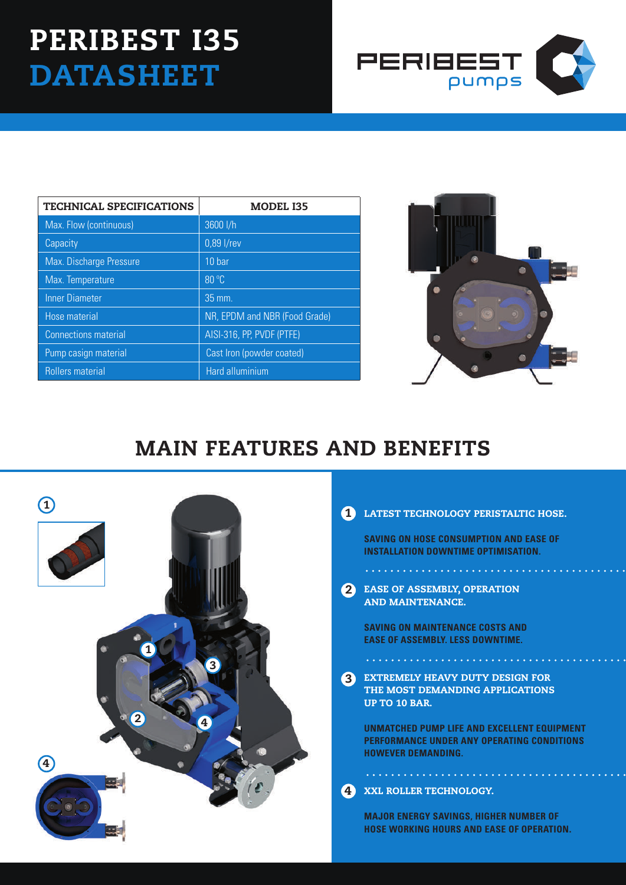# PERIBEST I35 DATASHEET

PERIBEST pumps

| TECHNICAL SPECIFICATIONS | MODEL I35 |
|---|---|
| Max. Flow (continuous) | 3600 l/h |
| Capacity | 0,89 l/rev |
| Max. Discharge Pressure | 10 bar |
| Max. Temperature | 80 ºC |
| Inner Diameter | 35 mm. |
| Hose material | NR, EPDM and NBR (Food Grade) |
| Connections material | AISI-316, PP, PVDF (PTFE) |
| Pump casign material | Cast Iron (powder coated) |
| Rollers material | Hard alluminium |

## MAIN FEATURES AND BENEFITS

1. **LATEST TECHNOLOGY PERISTALTIC HOSE.**

   **SAVING ON HOSE CONSUMPTION AND EASE OF INSTALLATION DOWNTIME OPTIMISATION.**

2. **EASE OF ASSEMBLY, OPERATION AND MAINTENANCE.**

   **SAVING ON MAINTENANCE COSTS AND EASE OF ASSEMBLY. LESS DOWNTIME.**

3. **EXTREMELY HEAVY DUTY DESIGN FOR THE MOST DEMANDING APPLICATIONS UP TO 10 BAR.**

   **UNMATCHED PUMP LIFE AND EXCELLENT EQUIPMENT PERFORMANCE UNDER ANY OPERATING CONDITIONS HOWEVER DEMANDING.**

4. **XXL ROLLER TECHNOLOGY.**

   **MAJOR ENERGY SAVINGS, HIGHER NUMBER OF HOSE WORKING HOURS AND EASE OF OPERATION.**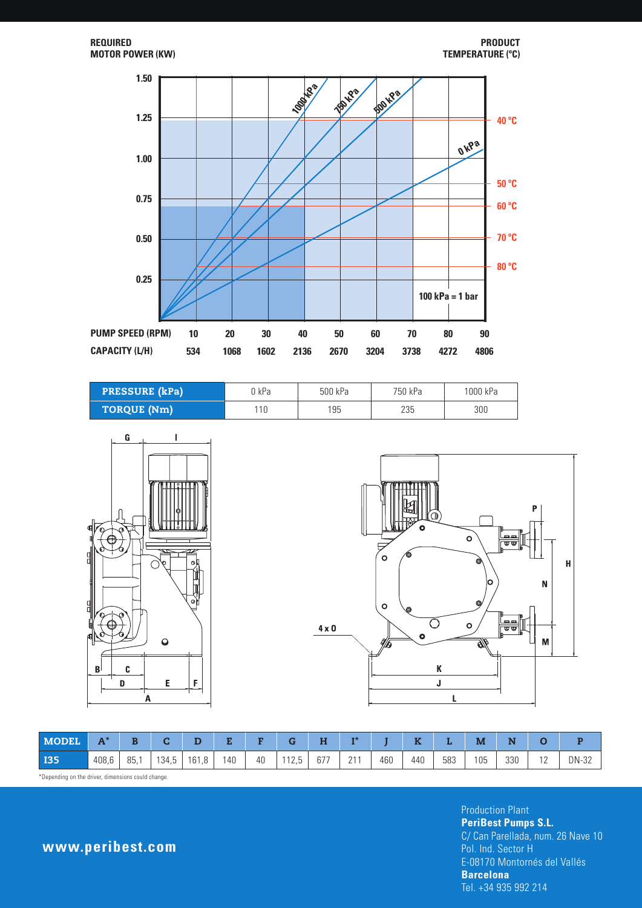REQUIRED MOTOR POWER (KW)

PRODUCT TEMPERATURE (ºC)

1.50
1.25
1.00
0.75
0.50
0.25

1000 kPa
750 kPa
500 kPa
0 kPa

40 ºC
50 ºC
60 ºC
70 ºC
80 ºC

100 kPa = 1 bar

PUMP SPEED (RPM) 10 20 30 40 50 60 70 80 90

CAPACITY (L/H) 534 1068 1602 2136 2670 3204 3738 4272 4806

| PRESSURE (kPa) | 0 kPa | 500 kPa | 750 kPa | 1000 kPa |
|---|---|---|---|---|
| TORQUE (Nm) | 110 | 195 | 235 | 300 |

G I B C D E F A

4 x O P H N M K J L

| MODEL | A* | B | C | D | E | F | G | H | I* | J | K | L | M | N | O | P |
|---|---|---|---|---|---|---|---|---|---|---|---|---|---|---|---|---|
| I35 | 408,6 | 85,1 | 134,5 | 161,8 | 140 | 40 | 112,5 | 677 | 211 | 460 | 440 | 583 | 105 | 330 | 12 | DN-32 |

*Depending on the driver, dimensions could change.

**www.peribest.com**

Production Plant
**PeriBest Pumps S.L.**
C/ Can Parellada, num. 26 Nave 10
Pol. Ind. Sector H
E-08170 Montornés del Vallés
**Barcelona**
Tel. +34 935 992 214